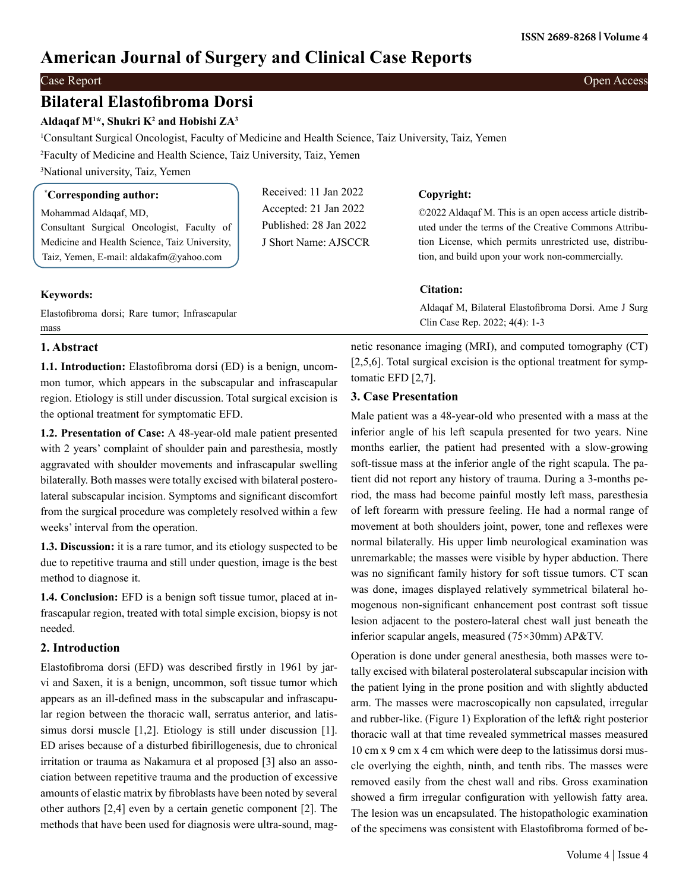# American Journal of Surgery and Clinical Case Reports

Case Report — Open Access

## Bilateral Elastofibroma Dorsi

**Aldaqaf M[1]*, Shukri K[2] and Hobishi ZA[3]**

[1]Consultant Surgical Oncologist, Faculty of Medicine and Health Science, Taiz University, Taiz, Yemen

[2]Faculty of Medicine and Health Science, Taiz University, Taiz, Yemen

[3]National university, Taiz, Yemen

**\*Corresponding author:**

Mohammad Aldaqaf, MD,
Consultant Surgical Oncologist, Faculty of Medicine and Health Science, Taiz University, Taiz, Yemen, E-mail: aldakafm@yahoo.com

Received: 11 Jan 2022
Accepted: 21 Jan 2022
Published: 28 Jan 2022
J Short Name: AJSCCR

**Copyright:**

©2022 Aldaqaf M. This is an open access article distributed under the terms of the Creative Commons Attribution License, which permits unrestricted use, distribution, and build upon your work non-commercially.

**Citation:**

Aldaqaf M, Bilateral Elastofibroma Dorsi. Ame J Surg Clin Case Rep. 2022; 4(4): 1-3

**Keywords:**

Elastofibroma dorsi; Rare tumor; Infrascapular mass

### 1. Abstract

**1.1. Introduction:** Elastofibroma dorsi (ED) is a benign, uncommon tumor, which appears in the subscapular and infrascapular region. Etiology is still under discussion. Total surgical excision is the optional treatment for symptomatic EFD.

**1.2. Presentation of Case:** A 48-year-old male patient presented with 2 years' complaint of shoulder pain and paresthesia, mostly aggravated with shoulder movements and infrascapular swelling bilaterally. Both masses were totally excised with bilateral posterolateral subscapular incision. Symptoms and significant discomfort from the surgical procedure was completely resolved within a few weeks' interval from the operation.

**1.3. Discussion:** it is a rare tumor, and its etiology suspected to be due to repetitive trauma and still under question, image is the best method to diagnose it.

**1.4. Conclusion:** EFD is a benign soft tissue tumor, placed at infrascapular region, treated with total simple excision, biopsy is not needed.

### 2. Introduction

Elastofibroma dorsi (EFD) was described firstly in 1961 by jarvi and Saxen, it is a benign, uncommon, soft tissue tumor which appears as an ill-defined mass in the subscapular and infrascapular region between the thoracic wall, serratus anterior, and latissimus dorsi muscle [1,2]. Etiology is still under discussion [1]. ED arises because of a disturbed fibirillogenesis, due to chronical irritation or trauma as Nakamura et al proposed [3] also an association between repetitive trauma and the production of excessive amounts of elastic matrix by fibroblasts have been noted by several other authors [2,4] even by a certain genetic component [2]. The methods that have been used for diagnosis were ultra-sound, magnetic resonance imaging (MRI), and computed tomography (CT) [2,5,6]. Total surgical excision is the optional treatment for symptomatic EFD [2,7].

### 3. Case Presentation

Male patient was a 48-year-old who presented with a mass at the inferior angle of his left scapula presented for two years. Nine months earlier, the patient had presented with a slow-growing soft-tissue mass at the inferior angle of the right scapula. The patient did not report any history of trauma. During a 3-months period, the mass had become painful mostly left mass, paresthesia of left forearm with pressure feeling. He had a normal range of movement at both shoulders joint, power, tone and reflexes were normal bilaterally. His upper limb neurological examination was unremarkable; the masses were visible by hyper abduction. There was no significant family history for soft tissue tumors. CT scan was done, images displayed relatively symmetrical bilateral homogenous non-significant enhancement post contrast soft tissue lesion adjacent to the postero-lateral chest wall just beneath the inferior scapular angels, measured (75×30mm) AP&TV.

Operation is done under general anesthesia, both masses were totally excised with bilateral posterolateral subscapular incision with the patient lying in the prone position and with slightly abducted arm. The masses were macroscopically non capsulated, irregular and rubber-like. (Figure 1) Exploration of the left& right posterior thoracic wall at that time revealed symmetrical masses measured 10 cm x 9 cm x 4 cm which were deep to the latissimus dorsi muscle overlying the eighth, ninth, and tenth ribs. The masses were removed easily from the chest wall and ribs. Gross examination showed a firm irregular configuration with yellowish fatty area. The lesion was un encapsulated. The histopathologic examination of the specimens was consistent with Elastofibroma formed of be-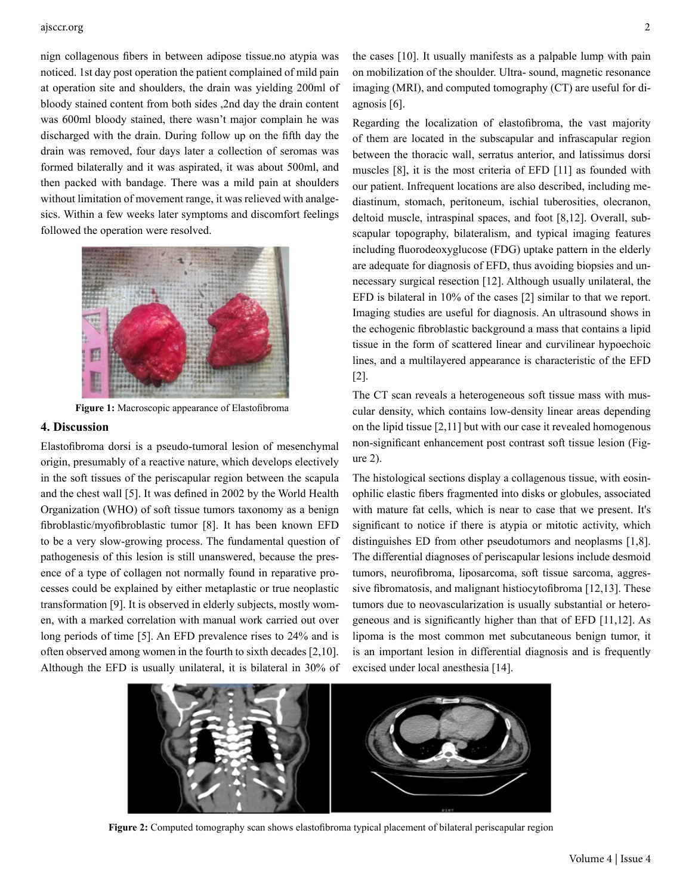nign collagenous fibers in between adipose tissue.no atypia was noticed. 1st day post operation the patient complained of mild pain at operation site and shoulders, the drain was yielding 200ml of bloody stained content from both sides ,2nd day the drain content was 600ml bloody stained, there wasn't major complain he was discharged with the drain. During follow up on the fifth day the drain was removed, four days later a collection of seromas was formed bilaterally and it was aspirated, it was about 500ml, and then packed with bandage. There was a mild pain at shoulders without limitation of movement range, it was relieved with analgesics. Within a few weeks later symptoms and discomfort feelings followed the operation were resolved.

**Figure 1:** Macroscopic appearance of Elastofibroma

## 4. Discussion

Elastofibroma dorsi is a pseudo-tumoral lesion of mesenchymal origin, presumably of a reactive nature, which develops electively in the soft tissues of the periscapular region between the scapula and the chest wall [5]. It was defined in 2002 by the World Health Organization (WHO) of soft tissue tumors taxonomy as a benign fibroblastic/myofibroblastic tumor [8]. It has been known EFD to be a very slow-growing process. The fundamental question of pathogenesis of this lesion is still unanswered, because the presence of a type of collagen not normally found in reparative processes could be explained by either metaplastic or true neoplastic transformation [9]. It is observed in elderly subjects, mostly women, with a marked correlation with manual work carried out over long periods of time [5]. An EFD prevalence rises to 24% and is often observed among women in the fourth to sixth decades [2,10]. Although the EFD is usually unilateral, it is bilateral in 30% of the cases [10]. It usually manifests as a palpable lump with pain on mobilization of the shoulder. Ultra- sound, magnetic resonance imaging (MRI), and computed tomography (CT) are useful for diagnosis [6].

Regarding the localization of elastofibroma, the vast majority of them are located in the subscapular and infrascapular region between the thoracic wall, serratus anterior, and latissimus dorsi muscles [8], it is the most criteria of EFD [11] as founded with our patient. Infrequent locations are also described, including mediastinum, stomach, peritoneum, ischial tuberosities, olecranon, deltoid muscle, intraspinal spaces, and foot [8,12]. Overall, subscapular topography, bilateralism, and typical imaging features including fluorodeoxyglucose (FDG) uptake pattern in the elderly are adequate for diagnosis of EFD, thus avoiding biopsies and unnecessary surgical resection [12]. Although usually unilateral, the EFD is bilateral in 10% of the cases [2] similar to that we report. Imaging studies are useful for diagnosis. An ultrasound shows in the echogenic fibroblastic background a mass that contains a lipid tissue in the form of scattered linear and curvilinear hypoechoic lines, and a multilayered appearance is characteristic of the EFD [2].

The CT scan reveals a heterogeneous soft tissue mass with muscular density, which contains low-density linear areas depending on the lipid tissue [2,11] but with our case it revealed homogenous non-significant enhancement post contrast soft tissue lesion (Figure 2).

The histological sections display a collagenous tissue, with eosinophilic elastic fibers fragmented into disks or globules, associated with mature fat cells, which is near to case that we present. It's significant to notice if there is atypia or mitotic activity, which distinguishes ED from other pseudotumors and neoplasms [1,8]. The differential diagnoses of periscapular lesions include desmoid tumors, neurofibroma, liposarcoma, soft tissue sarcoma, aggressive fibromatosis, and malignant histiocytofibroma [12,13]. These tumors due to neovascularization is usually substantial or heterogeneous and is significantly higher than that of EFD [11,12]. As lipoma is the most common met subcutaneous benign tumor, it is an important lesion in differential diagnosis and is frequently excised under local anesthesia [14].

**Figure 2:** Computed tomography scan shows elastofibroma typical placement of bilateral periscapular region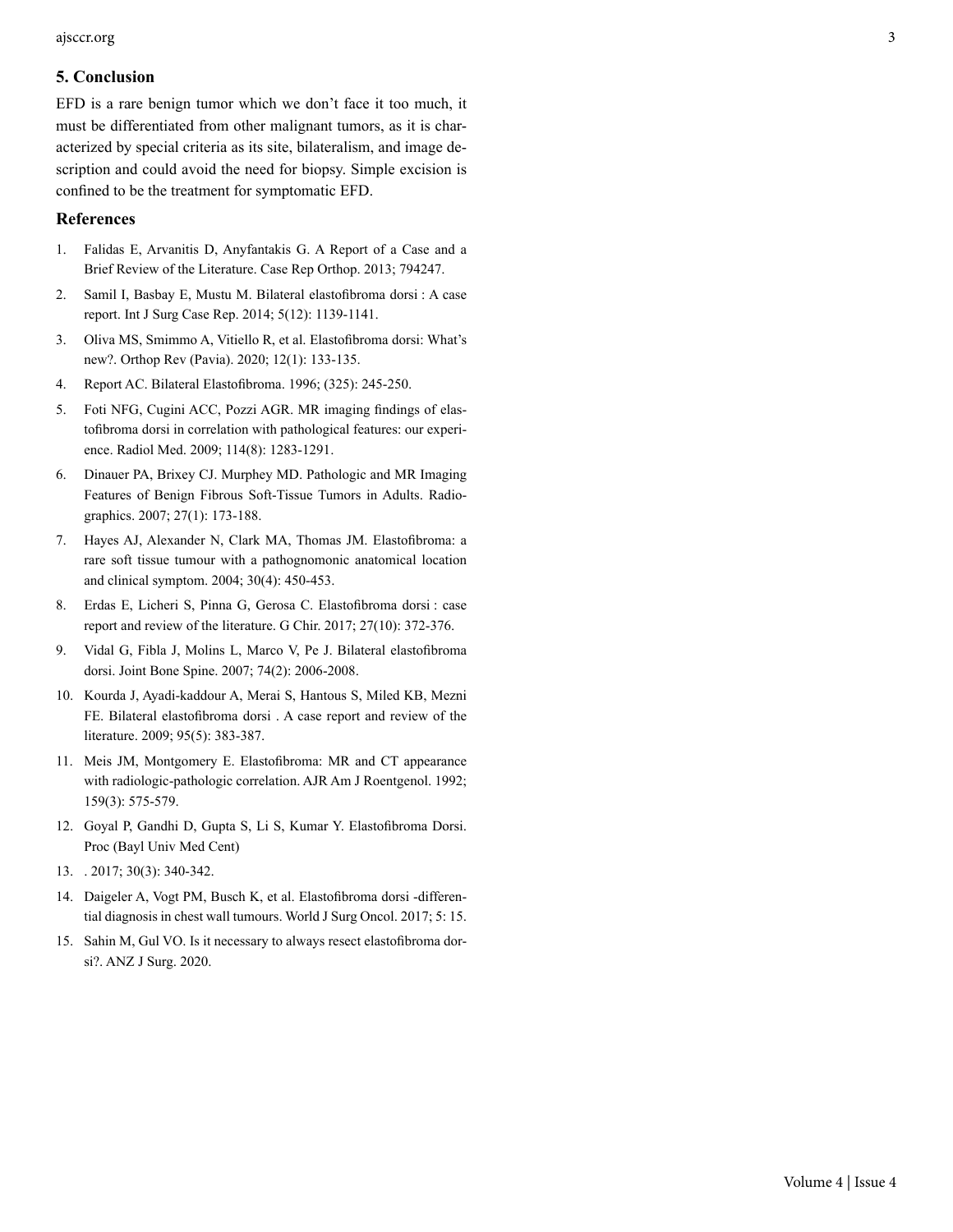## 5. Conclusion

EFD is a rare benign tumor which we don't face it too much, it must be differentiated from other malignant tumors, as it is characterized by special criteria as its site, bilateralism, and image description and could avoid the need for biopsy. Simple excision is confined to be the treatment for symptomatic EFD.

## References

1. Falidas E, Arvanitis D, Anyfantakis G. A Report of a Case and a Brief Review of the Literature. Case Rep Orthop. 2013; 794247.
2. Samil I, Basbay E, Mustu M. Bilateral elastofibroma dorsi : A case report. Int J Surg Case Rep. 2014; 5(12): 1139-1141.
3. Oliva MS, Smimmo A, Vitiello R, et al. Elastofibroma dorsi: What's new?. Orthop Rev (Pavia). 2020; 12(1): 133-135.
4. Report AC. Bilateral Elastofibroma. 1996; (325): 245-250.
5. Foti NFG, Cugini ACC, Pozzi AGR. MR imaging findings of elastofibroma dorsi in correlation with pathological features: our experience. Radiol Med. 2009; 114(8): 1283-1291.
6. Dinauer PA, Brixey CJ. Murphey MD. Pathologic and MR Imaging Features of Benign Fibrous Soft-Tissue Tumors in Adults. Radiographics. 2007; 27(1): 173-188.
7. Hayes AJ, Alexander N, Clark MA, Thomas JM. Elastofibroma: a rare soft tissue tumour with a pathognomonic anatomical location and clinical symptom. 2004; 30(4): 450-453.
8. Erdas E, Licheri S, Pinna G, Gerosa C. Elastofibroma dorsi : case report and review of the literature. G Chir. 2017; 27(10): 372-376.
9. Vidal G, Fibla J, Molins L, Marco V, Pe J. Bilateral elastofibroma dorsi. Joint Bone Spine. 2007; 74(2): 2006-2008.
10. Kourda J, Ayadi-kaddour A, Merai S, Hantous S, Miled KB, Mezni FE. Bilateral elastofibroma dorsi . A case report and review of the literature. 2009; 95(5): 383-387.
11. Meis JM, Montgomery E. Elastofibroma: MR and CT appearance with radiologic-pathologic correlation. AJR Am J Roentgenol. 1992; 159(3): 575-579.
12. Goyal P, Gandhi D, Gupta S, Li S, Kumar Y. Elastofibroma Dorsi. Proc (Bayl Univ Med Cent)
13. . 2017; 30(3): 340-342.
14. Daigeler A, Vogt PM, Busch K, et al. Elastofibroma dorsi -differential diagnosis in chest wall tumours. World J Surg Oncol. 2017; 5: 15.
15. Sahin M, Gul VO. Is it necessary to always resect elastofibroma dorsi?. ANZ J Surg. 2020.